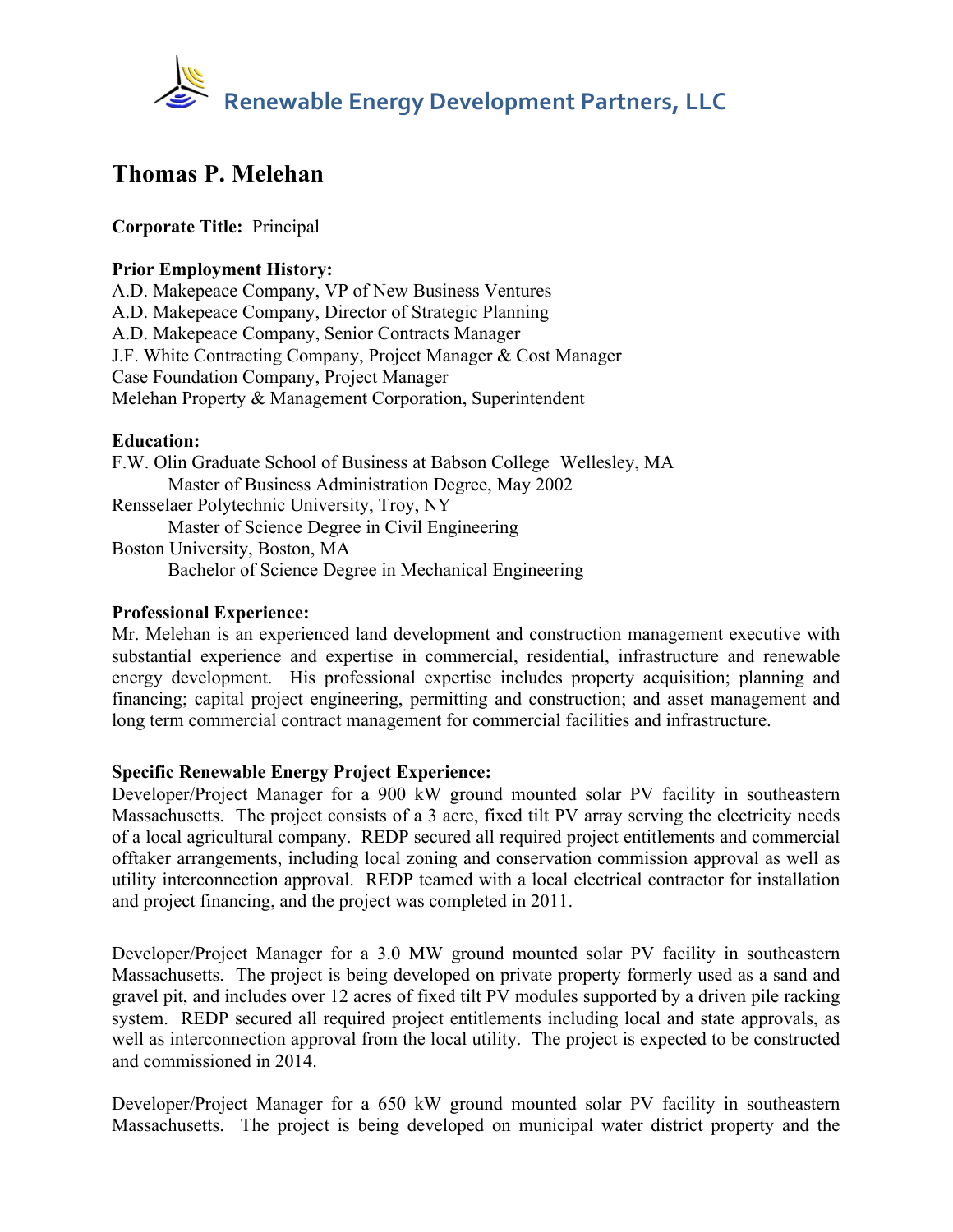# Renewable Energy Development Partners, LLC

## Thomas P. Melehan

**Corporate Title:** Principal

**Prior Employment History:**

A.D. Makepeace Company, VP of New Business Ventures
A.D. Makepeace Company, Director of Strategic Planning
A.D. Makepeace Company, Senior Contracts Manager
J.F. White Contracting Company, Project Manager & Cost Manager
Case Foundation Company, Project Manager
Melehan Property & Management Corporation, Superintendent

**Education:**

F.W. Olin Graduate School of Business at Babson College Wellesley, MA
    Master of Business Administration Degree, May 2002
Rensselaer Polytechnic University, Troy, NY
    Master of Science Degree in Civil Engineering
Boston University, Boston, MA
    Bachelor of Science Degree in Mechanical Engineering

**Professional Experience:**

Mr. Melehan is an experienced land development and construction management executive with substantial experience and expertise in commercial, residential, infrastructure and renewable energy development. His professional expertise includes property acquisition; planning and financing; capital project engineering, permitting and construction; and asset management and long term commercial contract management for commercial facilities and infrastructure.

**Specific Renewable Energy Project Experience:**

Developer/Project Manager for a 900 kW ground mounted solar PV facility in southeastern Massachusetts. The project consists of a 3 acre, fixed tilt PV array serving the electricity needs of a local agricultural company. REDP secured all required project entitlements and commercial offtaker arrangements, including local zoning and conservation commission approval as well as utility interconnection approval. REDP teamed with a local electrical contractor for installation and project financing, and the project was completed in 2011.

Developer/Project Manager for a 3.0 MW ground mounted solar PV facility in southeastern Massachusetts. The project is being developed on private property formerly used as a sand and gravel pit, and includes over 12 acres of fixed tilt PV modules supported by a driven pile racking system. REDP secured all required project entitlements including local and state approvals, as well as interconnection approval from the local utility. The project is expected to be constructed and commissioned in 2014.

Developer/Project Manager for a 650 kW ground mounted solar PV facility in southeastern Massachusetts. The project is being developed on municipal water district property and the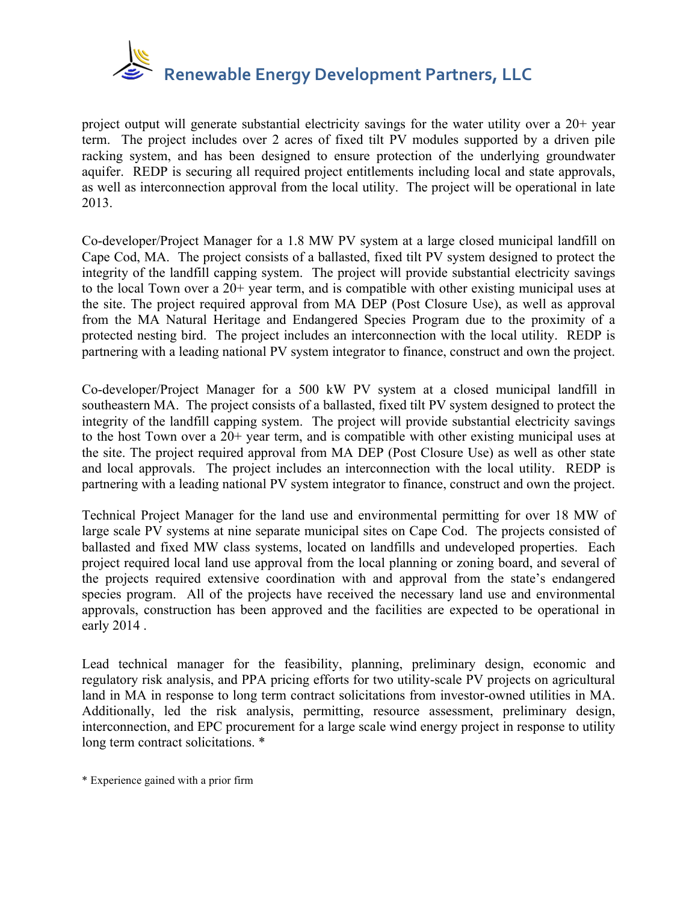project output will generate substantial electricity savings for the water utility over a 20+ year term. The project includes over 2 acres of fixed tilt PV modules supported by a driven pile racking system, and has been designed to ensure protection of the underlying groundwater aquifer. REDP is securing all required project entitlements including local and state approvals, as well as interconnection approval from the local utility. The project will be operational in late 2013.

Co-developer/Project Manager for a 1.8 MW PV system at a large closed municipal landfill on Cape Cod, MA. The project consists of a ballasted, fixed tilt PV system designed to protect the integrity of the landfill capping system. The project will provide substantial electricity savings to the local Town over a 20+ year term, and is compatible with other existing municipal uses at the site. The project required approval from MA DEP (Post Closure Use), as well as approval from the MA Natural Heritage and Endangered Species Program due to the proximity of a protected nesting bird. The project includes an interconnection with the local utility. REDP is partnering with a leading national PV system integrator to finance, construct and own the project.

Co-developer/Project Manager for a 500 kW PV system at a closed municipal landfill in southeastern MA. The project consists of a ballasted, fixed tilt PV system designed to protect the integrity of the landfill capping system. The project will provide substantial electricity savings to the host Town over a 20+ year term, and is compatible with other existing municipal uses at the site. The project required approval from MA DEP (Post Closure Use) as well as other state and local approvals. The project includes an interconnection with the local utility. REDP is partnering with a leading national PV system integrator to finance, construct and own the project.

Technical Project Manager for the land use and environmental permitting for over 18 MW of large scale PV systems at nine separate municipal sites on Cape Cod. The projects consisted of ballasted and fixed MW class systems, located on landfills and undeveloped properties. Each project required local land use approval from the local planning or zoning board, and several of the projects required extensive coordination with and approval from the state's endangered species program. All of the projects have received the necessary land use and environmental approvals, construction has been approved and the facilities are expected to be operational in early 2014 .

Lead technical manager for the feasibility, planning, preliminary design, economic and regulatory risk analysis, and PPA pricing efforts for two utility-scale PV projects on agricultural land in MA in response to long term contract solicitations from investor-owned utilities in MA. Additionally, led the risk analysis, permitting, resource assessment, preliminary design, interconnection, and EPC procurement for a large scale wind energy project in response to utility long term contract solicitations. *

* Experience gained with a prior firm